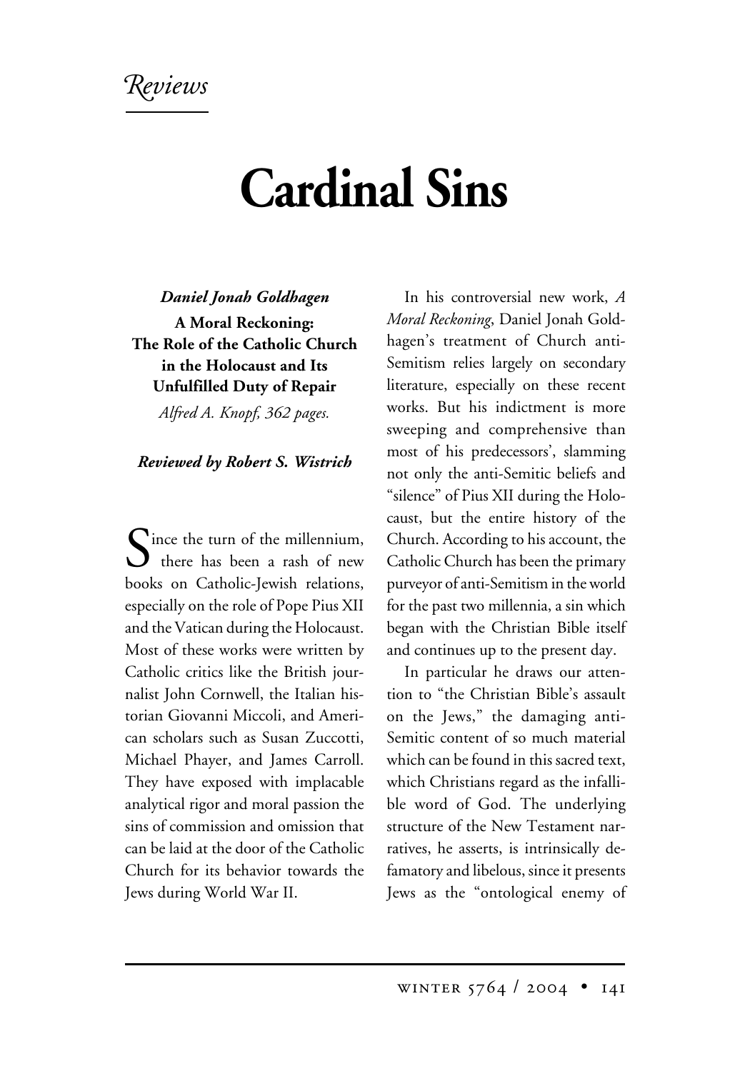*Reviews*

# Cardinal Sins

***Daniel Jonah Goldhagen***

**A Moral Reckoning: The Role of the Catholic Church in the Holocaust and Its Unfulfilled Duty of Repair**

*Alfred A. Knopf, 362 pages.*

***Reviewed by Robert S. Wistrich***

Since the turn of the millennium, there has been a rash of new books on Catholic-Jewish relations, especially on the role of Pope Pius XII and the Vatican during the Holocaust. Most of these works were written by Catholic critics like the British journalist John Cornwell, the Italian historian Giovanni Miccoli, and American scholars such as Susan Zuccotti, Michael Phayer, and James Carroll. They have exposed with implacable analytical rigor and moral passion the sins of commission and omission that can be laid at the door of the Catholic Church for its behavior towards the Jews during World War II.

In his controversial new work, *A Moral Reckoning*, Daniel Jonah Goldhagen's treatment of Church anti-Semitism relies largely on secondary literature, especially on these recent works. But his indictment is more sweeping and comprehensive than most of his predecessors', slamming not only the anti-Semitic beliefs and "silence" of Pius XII during the Holocaust, but the entire history of the Church. According to his account, the Catholic Church has been the primary purveyor of anti-Semitism in the world for the past two millennia, a sin which began with the Christian Bible itself and continues up to the present day.

In particular he draws our attention to "the Christian Bible's assault on the Jews," the damaging anti-Semitic content of so much material which can be found in this sacred text, which Christians regard as the infallible word of God. The underlying structure of the New Testament narratives, he asserts, is intrinsically defamatory and libelous, since it presents Jews as the "ontological enemy of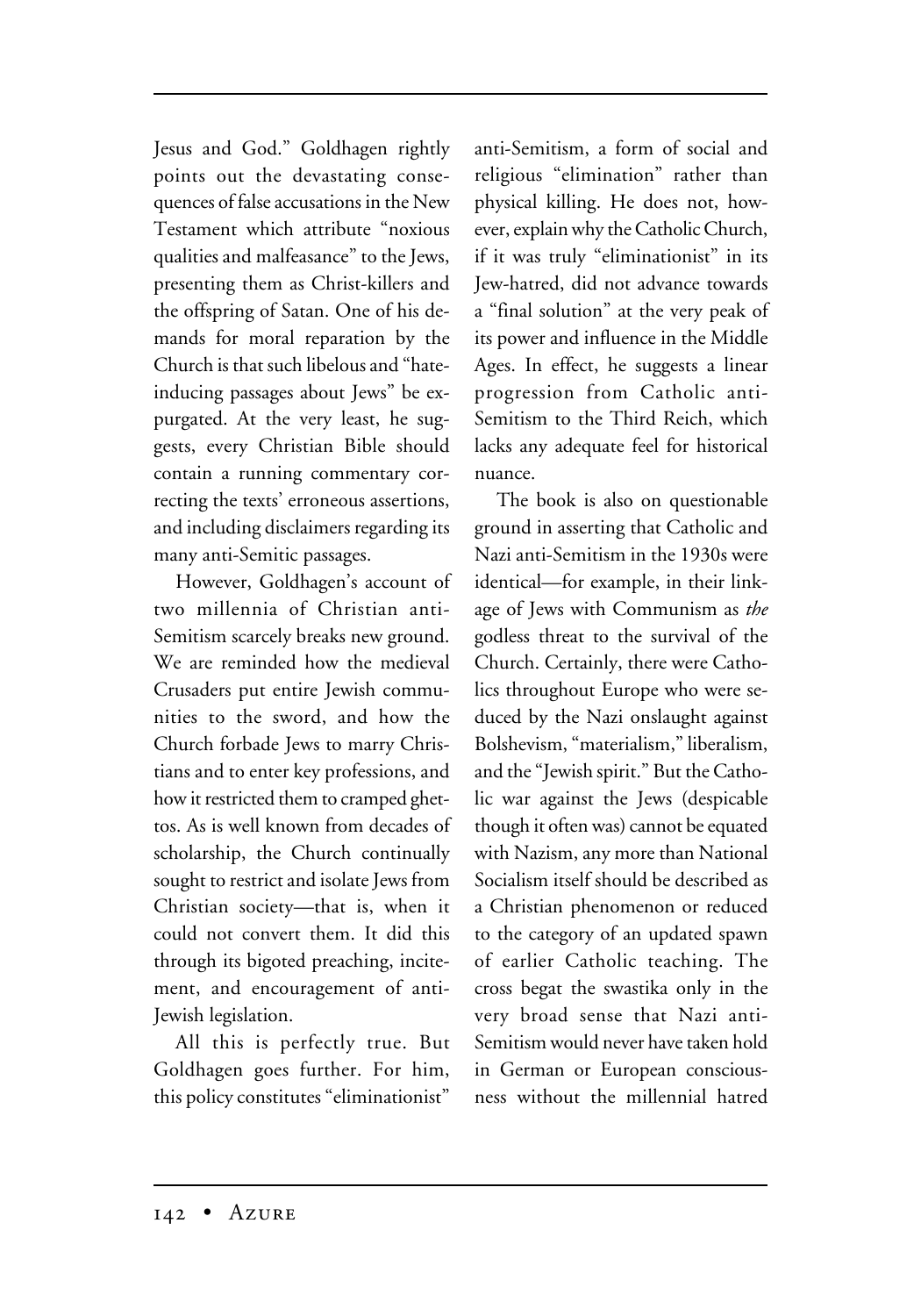Jesus and God." Goldhagen rightly points out the devastating consequences of false accusations in the New Testament which attribute "noxious qualities and malfeasance" to the Jews, presenting them as Christ-killers and the offspring of Satan. One of his demands for moral reparation by the Church is that such libelous and "hate-inducing passages about Jews" be expurgated. At the very least, he suggests, every Christian Bible should contain a running commentary correcting the texts' erroneous assertions, and including disclaimers regarding its many anti-Semitic passages.

However, Goldhagen's account of two millennia of Christian anti-Semitism scarcely breaks new ground. We are reminded how the medieval Crusaders put entire Jewish communities to the sword, and how the Church forbade Jews to marry Christians and to enter key professions, and how it restricted them to cramped ghettos. As is well known from decades of scholarship, the Church continually sought to restrict and isolate Jews from Christian society—that is, when it could not convert them. It did this through its bigoted preaching, incitement, and encouragement of anti-Jewish legislation.

All this is perfectly true. But Goldhagen goes further. For him, this policy constitutes "eliminationist" anti-Semitism, a form of social and religious "elimination" rather than physical killing. He does not, however, explain why the Catholic Church, if it was truly "eliminationist" in its Jew-hatred, did not advance towards a "final solution" at the very peak of its power and influence in the Middle Ages. In effect, he suggests a linear progression from Catholic anti-Semitism to the Third Reich, which lacks any adequate feel for historical nuance.

The book is also on questionable ground in asserting that Catholic and Nazi anti-Semitism in the 1930s were identical—for example, in their linkage of Jews with Communism as *the* godless threat to the survival of the Church. Certainly, there were Catholics throughout Europe who were seduced by the Nazi onslaught against Bolshevism, "materialism," liberalism, and the "Jewish spirit." But the Catholic war against the Jews (despicable though it often was) cannot be equated with Nazism, any more than National Socialism itself should be described as a Christian phenomenon or reduced to the category of an updated spawn of earlier Catholic teaching. The cross begat the swastika only in the very broad sense that Nazi anti-Semitism would never have taken hold in German or European consciousness without the millennial hatred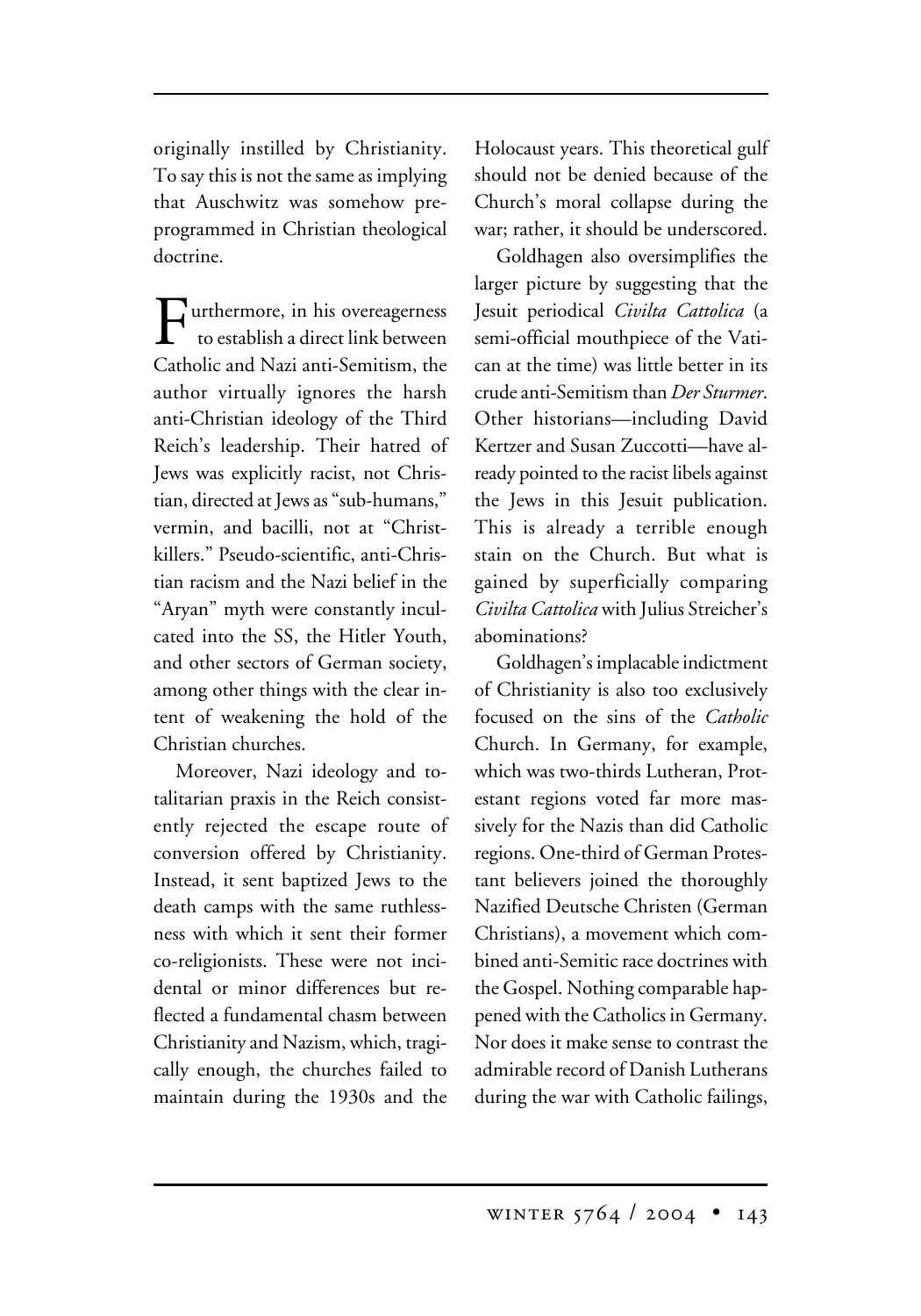originally instilled by Christianity. To say this is not the same as implying that Auschwitz was somehow preprogrammed in Christian theological doctrine.

Furthermore, in his overeagerness to establish a direct link between Catholic and Nazi anti-Semitism, the author virtually ignores the harsh anti-Christian ideology of the Third Reich's leadership. Their hatred of Jews was explicitly racist, not Christian, directed at Jews as "sub-humans," vermin, and bacilli, not at "Christ-killers." Pseudo-scientific, anti-Christian racism and the Nazi belief in the "Aryan" myth were constantly inculcated into the SS, the Hitler Youth, and other sectors of German society, among other things with the clear intent of weakening the hold of the Christian churches.

Moreover, Nazi ideology and totalitarian praxis in the Reich consistently rejected the escape route of conversion offered by Christianity. Instead, it sent baptized Jews to the death camps with the same ruthlessness with which it sent their former co-religionists. These were not incidental or minor differences but reflected a fundamental chasm between Christianity and Nazism, which, tragically enough, the churches failed to maintain during the 1930s and the Holocaust years. This theoretical gulf should not be denied because of the Church's moral collapse during the war; rather, it should be underscored.

Goldhagen also oversimplifies the larger picture by suggesting that the Jesuit periodical *Civilta Cattolica* (a semi-official mouthpiece of the Vatican at the time) was little better in its crude anti-Semitism than *Der Sturmer*. Other historians—including David Kertzer and Susan Zuccotti—have already pointed to the racist libels against the Jews in this Jesuit publication. This is already a terrible enough stain on the Church. But what is gained by superficially comparing *Civilta Cattolica* with Julius Streicher's abominations?

Goldhagen's implacable indictment of Christianity is also too exclusively focused on the sins of the *Catholic* Church. In Germany, for example, which was two-thirds Lutheran, Protestant regions voted far more massively for the Nazis than did Catholic regions. One-third of German Protestant believers joined the thoroughly Nazified Deutsche Christen (German Christians), a movement which combined anti-Semitic race doctrines with the Gospel. Nothing comparable happened with the Catholics in Germany. Nor does it make sense to contrast the admirable record of Danish Lutherans during the war with Catholic failings,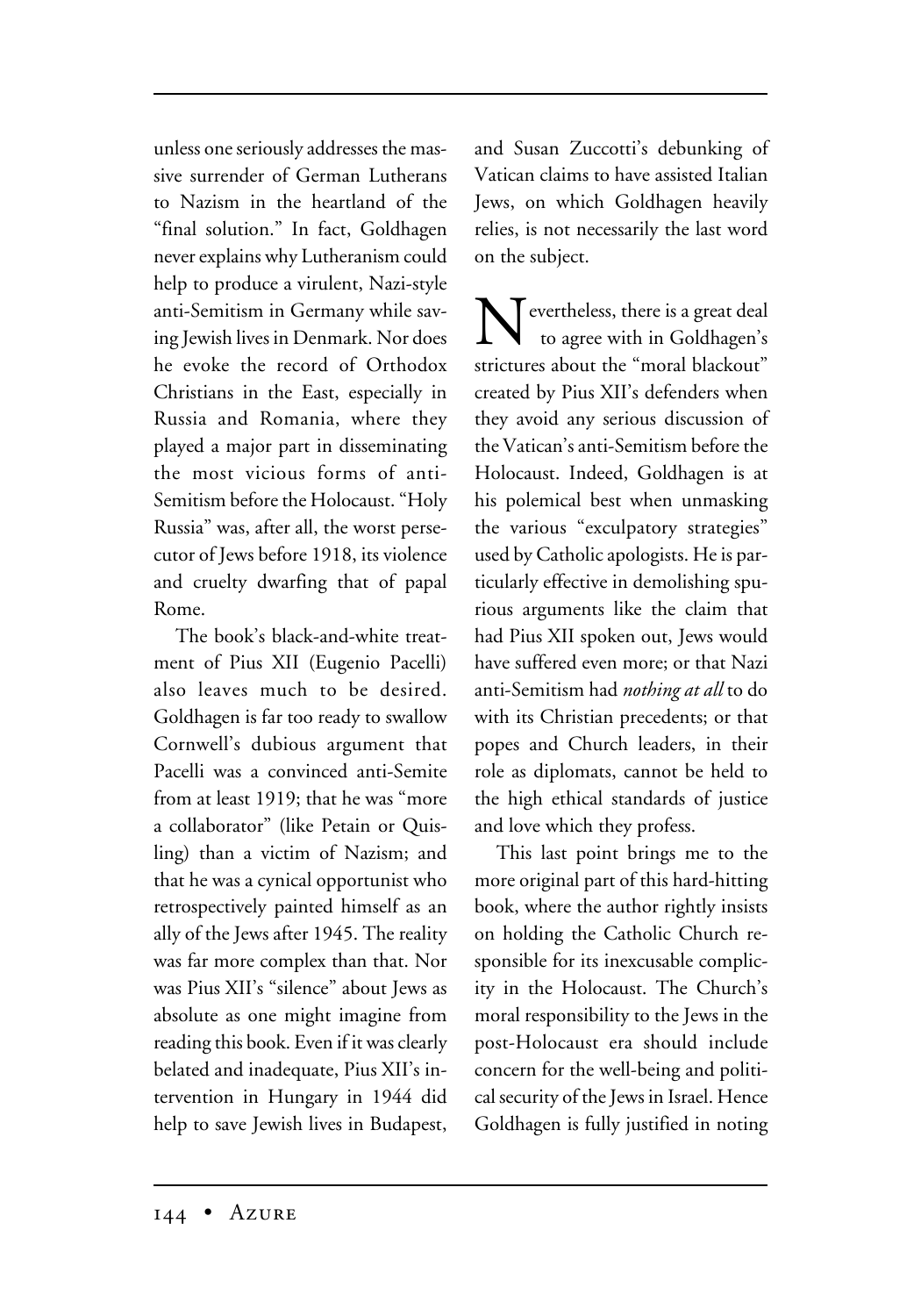unless one seriously addresses the massive surrender of German Lutherans to Nazism in the heartland of the "final solution." In fact, Goldhagen never explains why Lutheranism could help to produce a virulent, Nazi-style anti-Semitism in Germany while saving Jewish lives in Denmark. Nor does he evoke the record of Orthodox Christians in the East, especially in Russia and Romania, where they played a major part in disseminating the most vicious forms of anti-Semitism before the Holocaust. "Holy Russia" was, after all, the worst persecutor of Jews before 1918, its violence and cruelty dwarfing that of papal Rome.

The book's black-and-white treatment of Pius XII (Eugenio Pacelli) also leaves much to be desired. Goldhagen is far too ready to swallow Cornwell's dubious argument that Pacelli was a convinced anti-Semite from at least 1919; that he was "more a collaborator" (like Petain or Quisling) than a victim of Nazism; and that he was a cynical opportunist who retrospectively painted himself as an ally of the Jews after 1945. The reality was far more complex than that. Nor was Pius XII's "silence" about Jews as absolute as one might imagine from reading this book. Even if it was clearly belated and inadequate, Pius XII's intervention in Hungary in 1944 did help to save Jewish lives in Budapest, and Susan Zuccotti's debunking of Vatican claims to have assisted Italian Jews, on which Goldhagen heavily relies, is not necessarily the last word on the subject.

Nevertheless, there is a great deal to agree with in Goldhagen's strictures about the "moral blackout" created by Pius XII's defenders when they avoid any serious discussion of the Vatican's anti-Semitism before the Holocaust. Indeed, Goldhagen is at his polemical best when unmasking the various "exculpatory strategies" used by Catholic apologists. He is particularly effective in demolishing spurious arguments like the claim that had Pius XII spoken out, Jews would have suffered even more; or that Nazi anti-Semitism had *nothing at all* to do with its Christian precedents; or that popes and Church leaders, in their role as diplomats, cannot be held to the high ethical standards of justice and love which they profess.

This last point brings me to the more original part of this hard-hitting book, where the author rightly insists on holding the Catholic Church responsible for its inexcusable complicity in the Holocaust. The Church's moral responsibility to the Jews in the post-Holocaust era should include concern for the well-being and political security of the Jews in Israel. Hence Goldhagen is fully justified in noting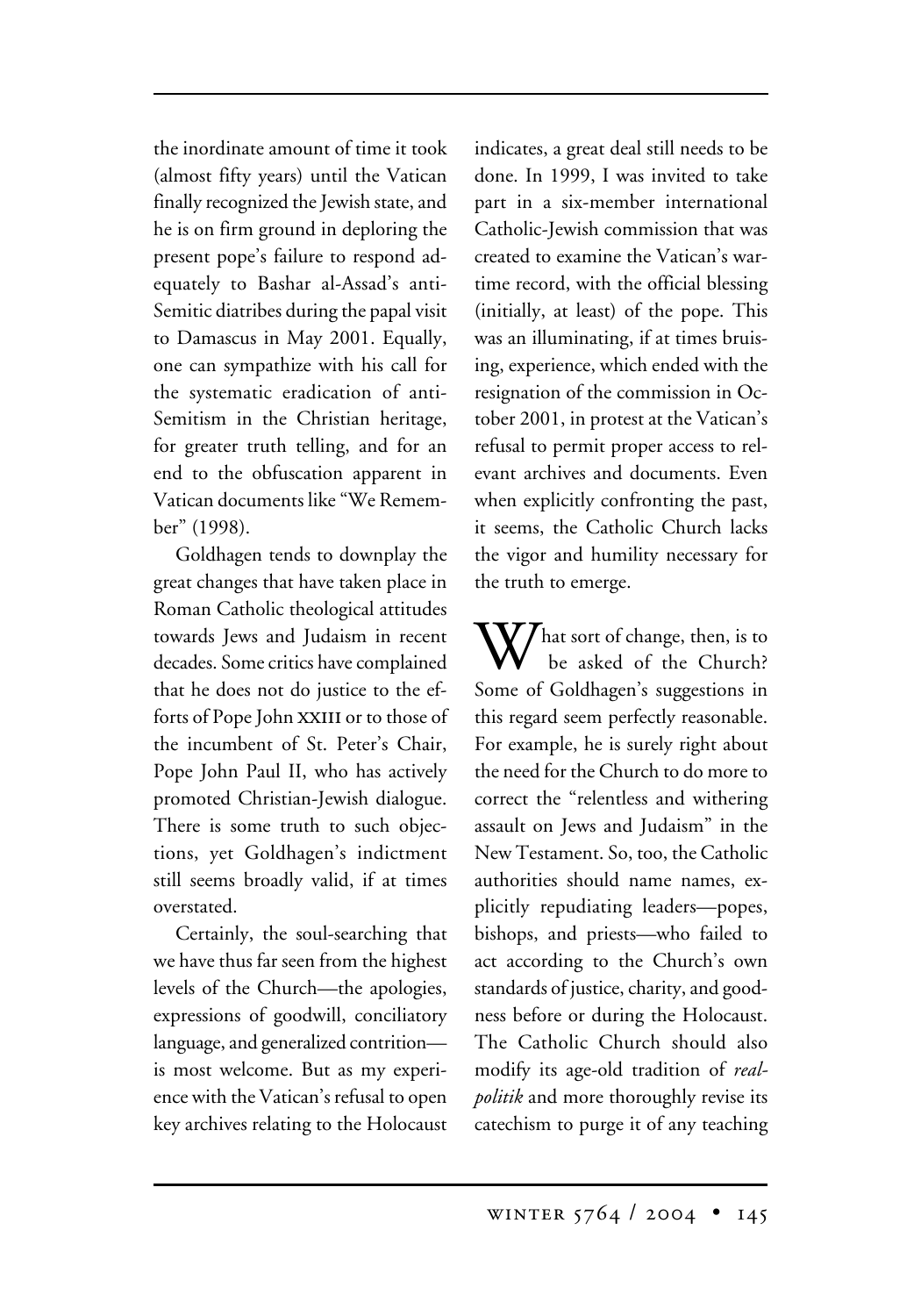the inordinate amount of time it took (almost fifty years) until the Vatican finally recognized the Jewish state, and he is on firm ground in deploring the present pope's failure to respond adequately to Bashar al-Assad's anti-Semitic diatribes during the papal visit to Damascus in May 2001. Equally, one can sympathize with his call for the systematic eradication of anti-Semitism in the Christian heritage, for greater truth telling, and for an end to the obfuscation apparent in Vatican documents like "We Remember" (1998).

Goldhagen tends to downplay the great changes that have taken place in Roman Catholic theological attitudes towards Jews and Judaism in recent decades. Some critics have complained that he does not do justice to the efforts of Pope John XXIII or to those of the incumbent of St. Peter's Chair, Pope John Paul II, who has actively promoted Christian-Jewish dialogue. There is some truth to such objections, yet Goldhagen's indictment still seems broadly valid, if at times overstated.

Certainly, the soul-searching that we have thus far seen from the highest levels of the Church—the apologies, expressions of goodwill, conciliatory language, and generalized contrition—is most welcome. But as my experience with the Vatican's refusal to open key archives relating to the Holocaust indicates, a great deal still needs to be done. In 1999, I was invited to take part in a six-member international Catholic-Jewish commission that was created to examine the Vatican's wartime record, with the official blessing (initially, at least) of the pope. This was an illuminating, if at times bruising, experience, which ended with the resignation of the commission in October 2001, in protest at the Vatican's refusal to permit proper access to relevant archives and documents. Even when explicitly confronting the past, it seems, the Catholic Church lacks the vigor and humility necessary for the truth to emerge.

What sort of change, then, is to be asked of the Church? Some of Goldhagen's suggestions in this regard seem perfectly reasonable. For example, he is surely right about the need for the Church to do more to correct the "relentless and withering assault on Jews and Judaism" in the New Testament. So, too, the Catholic authorities should name names, explicitly repudiating leaders—popes, bishops, and priests—who failed to act according to the Church's own standards of justice, charity, and goodness before or during the Holocaust. The Catholic Church should also modify its age-old tradition of *realpolitik* and more thoroughly revise its catechism to purge it of any teaching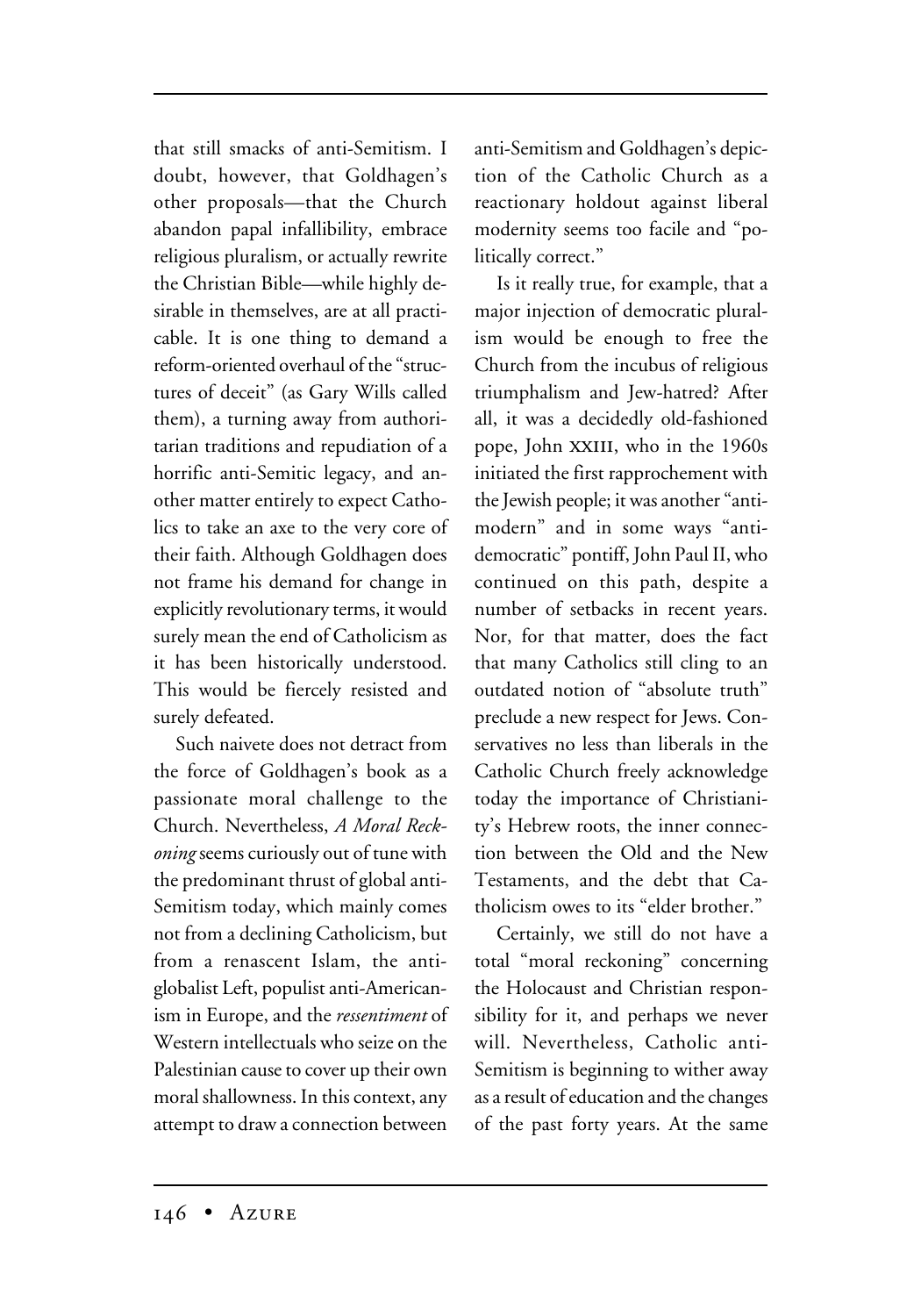that still smacks of anti-Semitism. I doubt, however, that Goldhagen's other proposals—that the Church abandon papal infallibility, embrace religious pluralism, or actually rewrite the Christian Bible—while highly desirable in themselves, are at all practicable. It is one thing to demand a reform-oriented overhaul of the "structures of deceit" (as Gary Wills called them), a turning away from authoritarian traditions and repudiation of a horrific anti-Semitic legacy, and another matter entirely to expect Catholics to take an axe to the very core of their faith. Although Goldhagen does not frame his demand for change in explicitly revolutionary terms, it would surely mean the end of Catholicism as it has been historically understood. This would be fiercely resisted and surely defeated.

Such naivete does not detract from the force of Goldhagen's book as a passionate moral challenge to the Church. Nevertheless, *A Moral Reckoning* seems curiously out of tune with the predominant thrust of global anti-Semitism today, which mainly comes not from a declining Catholicism, but from a renascent Islam, the anti-globalist Left, populist anti-Americanism in Europe, and the *ressentiment* of Western intellectuals who seize on the Palestinian cause to cover up their own moral shallowness. In this context, any attempt to draw a connection between anti-Semitism and Goldhagen's depiction of the Catholic Church as a reactionary holdout against liberal modernity seems too facile and "politically correct."

Is it really true, for example, that a major injection of democratic pluralism would be enough to free the Church from the incubus of religious triumphalism and Jew-hatred? After all, it was a decidedly old-fashioned pope, John XXIII, who in the 1960s initiated the first rapprochement with the Jewish people; it was another "anti-modern" and in some ways "anti-democratic" pontiff, John Paul II, who continued on this path, despite a number of setbacks in recent years. Nor, for that matter, does the fact that many Catholics still cling to an outdated notion of "absolute truth" preclude a new respect for Jews. Conservatives no less than liberals in the Catholic Church freely acknowledge today the importance of Christianity's Hebrew roots, the inner connection between the Old and the New Testaments, and the debt that Catholicism owes to its "elder brother."

Certainly, we still do not have a total "moral reckoning" concerning the Holocaust and Christian responsibility for it, and perhaps we never will. Nevertheless, Catholic anti-Semitism is beginning to wither away as a result of education and the changes of the past forty years. At the same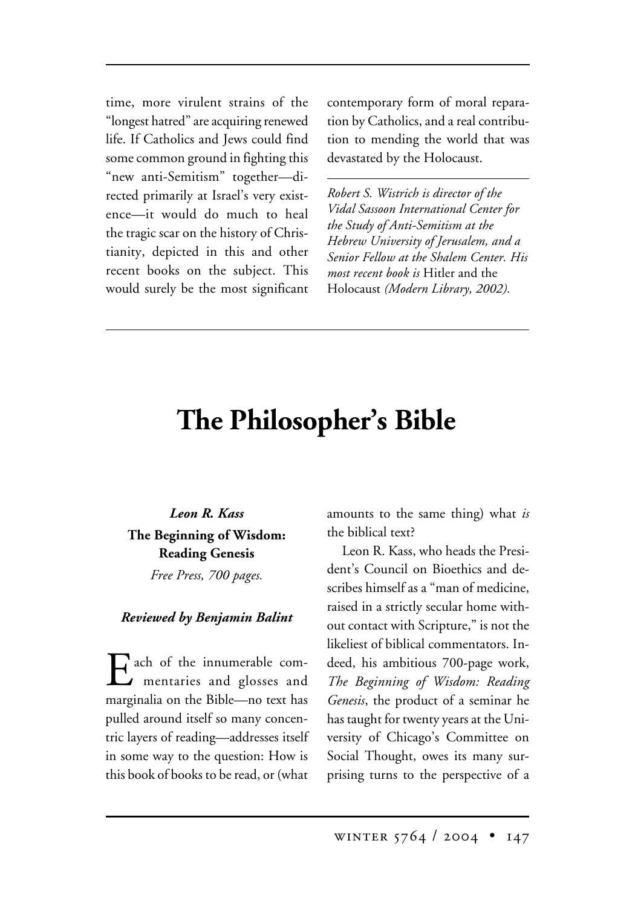time, more virulent strains of the "longest hatred" are acquiring renewed life. If Catholics and Jews could find some common ground in fighting this "new anti-Semitism" together—directed primarily at Israel's very existence—it would do much to heal the tragic scar on the history of Christianity, depicted in this and other recent books on the subject. This would surely be the most significant contemporary form of moral reparation by Catholics, and a real contribution to mending the world that was devastated by the Holocaust.

---

*Robert S. Wistrich is director of the Vidal Sassoon International Center for the Study of Anti-Semitism at the Hebrew University of Jerusalem, and a Senior Fellow at the Shalem Center. His most recent book is* Hitler and the Holocaust *(Modern Library, 2002).*

# The Philosopher's Bible

***Leon R. Kass***

**The Beginning of Wisdom: Reading Genesis**

*Free Press, 700 pages.*

***Reviewed by Benjamin Balint***

Each of the innumerable commentaries and glosses and marginalia on the Bible—no text has pulled around itself so many concentric layers of reading—addresses itself in some way to the question: How is this book of books to be read, or (what amounts to the same thing) what *is* the biblical text?

Leon R. Kass, who heads the President's Council on Bioethics and describes himself as a "man of medicine, raised in a strictly secular home without contact with Scripture," is not the likeliest of biblical commentators. Indeed, his ambitious 700-page work, *The Beginning of Wisdom: Reading Genesis*, the product of a seminar he has taught for twenty years at the University of Chicago's Committee on Social Thought, owes its many surprising turns to the perspective of a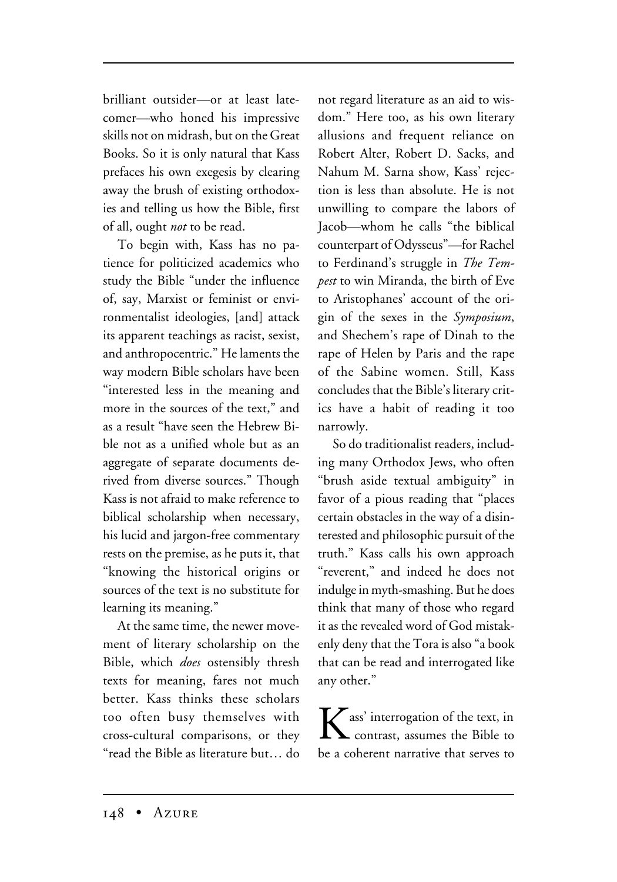brilliant outsider—or at least latecomer—who honed his impressive skills not on midrash, but on the Great Books. So it is only natural that Kass prefaces his own exegesis by clearing away the brush of existing orthodoxies and telling us how the Bible, first of all, ought *not* to be read.

To begin with, Kass has no patience for politicized academics who study the Bible "under the influence of, say, Marxist or feminist or environmentalist ideologies, [and] attack its apparent teachings as racist, sexist, and anthropocentric." He laments the way modern Bible scholars have been "interested less in the meaning and more in the sources of the text," and as a result "have seen the Hebrew Bible not as a unified whole but as an aggregate of separate documents derived from diverse sources." Though Kass is not afraid to make reference to biblical scholarship when necessary, his lucid and jargon-free commentary rests on the premise, as he puts it, that "knowing the historical origins or sources of the text is no substitute for learning its meaning."

At the same time, the newer movement of literary scholarship on the Bible, which *does* ostensibly thresh texts for meaning, fares not much better. Kass thinks these scholars too often busy themselves with cross-cultural comparisons, or they "read the Bible as literature but… do not regard literature as an aid to wisdom." Here too, as his own literary allusions and frequent reliance on Robert Alter, Robert D. Sacks, and Nahum M. Sarna show, Kass' rejection is less than absolute. He is not unwilling to compare the labors of Jacob—whom he calls "the biblical counterpart of Odysseus"—for Rachel to Ferdinand's struggle in *The Tempest* to win Miranda, the birth of Eve to Aristophanes' account of the origin of the sexes in the *Symposium*, and Shechem's rape of Dinah to the rape of Helen by Paris and the rape of the Sabine women. Still, Kass concludes that the Bible's literary critics have a habit of reading it too narrowly.

So do traditionalist readers, including many Orthodox Jews, who often "brush aside textual ambiguity" in favor of a pious reading that "places certain obstacles in the way of a disinterested and philosophic pursuit of the truth." Kass calls his own approach "reverent," and indeed he does not indulge in myth-smashing. But he does think that many of those who regard it as the revealed word of God mistakenly deny that the Tora is also "a book that can be read and interrogated like any other."

Kass' interrogation of the text, in contrast, assumes the Bible to be a coherent narrative that serves to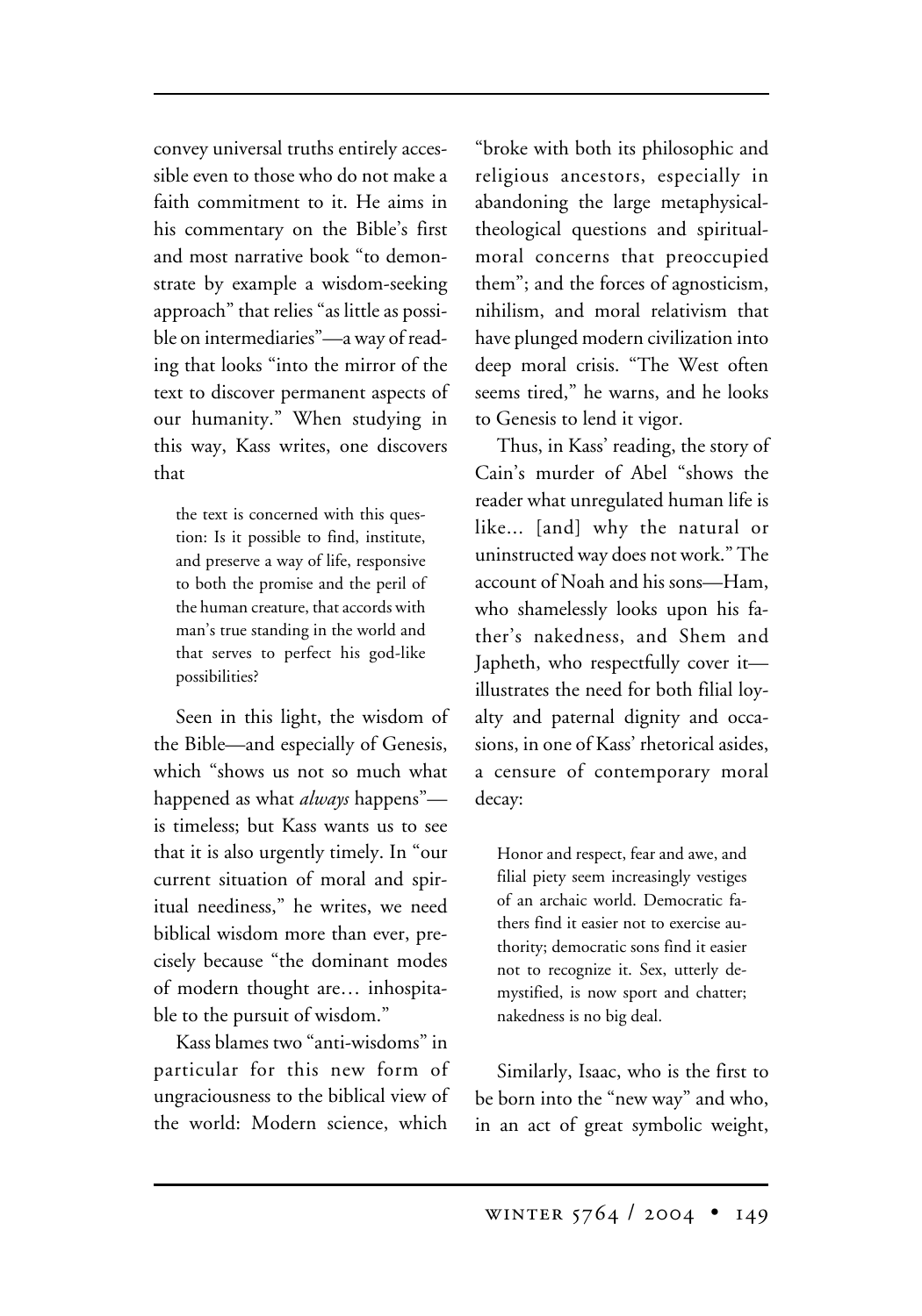convey universal truths entirely accessible even to those who do not make a faith commitment to it. He aims in his commentary on the Bible's first and most narrative book "to demonstrate by example a wisdom-seeking approach" that relies "as little as possible on intermediaries"—a way of reading that looks "into the mirror of the text to discover permanent aspects of our humanity." When studying in this way, Kass writes, one discovers that

> the text is concerned with this question: Is it possible to find, institute, and preserve a way of life, responsive to both the promise and the peril of the human creature, that accords with man's true standing in the world and that serves to perfect his god-like possibilities?

Seen in this light, the wisdom of the Bible—and especially of Genesis, which "shows us not so much what happened as what *always* happens"—is timeless; but Kass wants us to see that it is also urgently timely. In "our current situation of moral and spiritual neediness," he writes, we need biblical wisdom more than ever, precisely because "the dominant modes of modern thought are… inhospitable to the pursuit of wisdom."

Kass blames two "anti-wisdoms" in particular for this new form of ungraciousness to the biblical view of the world: Modern science, which "broke with both its philosophic and religious ancestors, especially in abandoning the large metaphysical-theological questions and spiritual-moral concerns that preoccupied them"; and the forces of agnosticism, nihilism, and moral relativism that have plunged modern civilization into deep moral crisis. "The West often seems tired," he warns, and he looks to Genesis to lend it vigor.

Thus, in Kass' reading, the story of Cain's murder of Abel "shows the reader what unregulated human life is like… [and] why the natural or uninstructed way does not work." The account of Noah and his sons—Ham, who shamelessly looks upon his father's nakedness, and Shem and Japheth, who respectfully cover it—illustrates the need for both filial loyalty and paternal dignity and occasions, in one of Kass' rhetorical asides, a censure of contemporary moral decay:

> Honor and respect, fear and awe, and filial piety seem increasingly vestiges of an archaic world. Democratic fathers find it easier not to exercise authority; democratic sons find it easier not to recognize it. Sex, utterly demystified, is now sport and chatter; nakedness is no big deal.

Similarly, Isaac, who is the first to be born into the "new way" and who, in an act of great symbolic weight,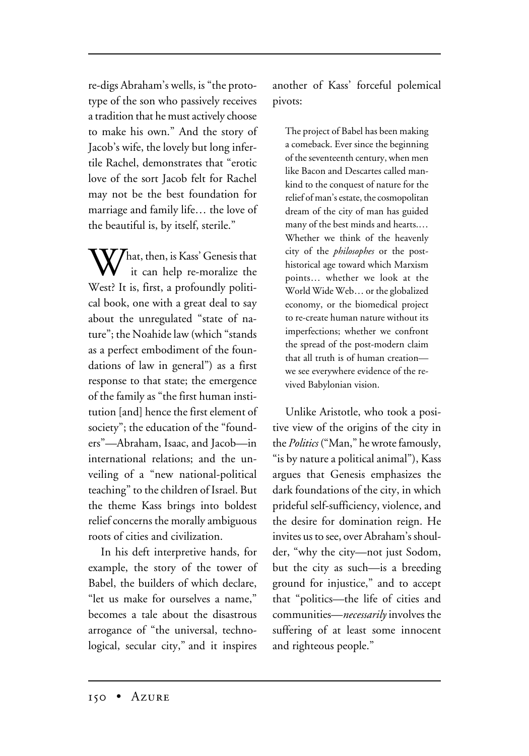re-digs Abraham's wells, is "the prototype of the son who passively receives a tradition that he must actively choose to make his own." And the story of Jacob's wife, the lovely but long infertile Rachel, demonstrates that "erotic love of the sort Jacob felt for Rachel may not be the best foundation for marriage and family life… the love of the beautiful is, by itself, sterile."

What, then, is Kass' Genesis that it can help re-moralize the West? It is, first, a profoundly political book, one with a great deal to say about the unregulated "state of nature"; the Noahide law (which "stands as a perfect embodiment of the foundations of law in general") as a first response to that state; the emergence of the family as "the first human institution [and] hence the first element of society"; the education of the "founders"—Abraham, Isaac, and Jacob—in international relations; and the unveiling of a "new national-political teaching" to the children of Israel. But the theme Kass brings into boldest relief concerns the morally ambiguous roots of cities and civilization.

In his deft interpretive hands, for example, the story of the tower of Babel, the builders of which declare, "let us make for ourselves a name," becomes a tale about the disastrous arrogance of "the universal, technological, secular city," and it inspires another of Kass' forceful polemical pivots:

> The project of Babel has been making a comeback. Ever since the beginning of the seventeenth century, when men like Bacon and Descartes called mankind to the conquest of nature for the relief of man's estate, the cosmopolitan dream of the city of man has guided many of the best minds and hearts.… Whether we think of the heavenly city of the *philosophes* or the post-historical age toward which Marxism points… whether we look at the World Wide Web… or the globalized economy, or the biomedical project to re-create human nature without its imperfections; whether we confront the spread of the post-modern claim that all truth is of human creation—we see everywhere evidence of the revived Babylonian vision.

Unlike Aristotle, who took a positive view of the origins of the city in the *Politics* ("Man," he wrote famously, "is by nature a political animal"), Kass argues that Genesis emphasizes the dark foundations of the city, in which prideful self-sufficiency, violence, and the desire for domination reign. He invites us to see, over Abraham's shoulder, "why the city—not just Sodom, but the city as such—is a breeding ground for injustice," and to accept that "politics—the life of cities and communities—*necessarily* involves the suffering of at least some innocent and righteous people."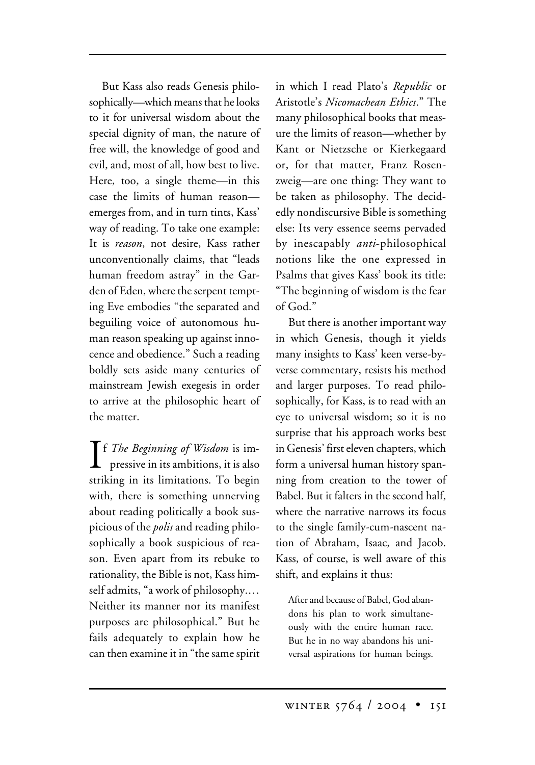But Kass also reads Genesis philosophically—which means that he looks to it for universal wisdom about the special dignity of man, the nature of free will, the knowledge of good and evil, and, most of all, how best to live. Here, too, a single theme—in this case the limits of human reason—emerges from, and in turn tints, Kass' way of reading. To take one example: It is *reason*, not desire, Kass rather unconventionally claims, that "leads human freedom astray" in the Garden of Eden, where the serpent tempting Eve embodies "the separated and beguiling voice of autonomous human reason speaking up against innocence and obedience." Such a reading boldly sets aside many centuries of mainstream Jewish exegesis in order to arrive at the philosophic heart of the matter.

If *The Beginning of Wisdom* is impressive in its ambitions, it is also striking in its limitations. To begin with, there is something unnerving about reading politically a book suspicious of the *polis* and reading philosophically a book suspicious of reason. Even apart from its rebuke to rationality, the Bible is not, Kass himself admits, "a work of philosophy.… Neither its manner nor its manifest purposes are philosophical." But he fails adequately to explain how he can then examine it in "the same spirit in which I read Plato's *Republic* or Aristotle's *Nicomachean Ethics*." The many philosophical books that measure the limits of reason—whether by Kant or Nietzsche or Kierkegaard or, for that matter, Franz Rosenzweig—are one thing: They want to be taken as philosophy. The decidedly nondiscursive Bible is something else: Its very essence seems pervaded by inescapably *anti*-philosophical notions like the one expressed in Psalms that gives Kass' book its title: "The beginning of wisdom is the fear of God."

But there is another important way in which Genesis, though it yields many insights to Kass' keen verse-by-verse commentary, resists his method and larger purposes. To read philosophically, for Kass, is to read with an eye to universal wisdom; so it is no surprise that his approach works best in Genesis' first eleven chapters, which form a universal human history spanning from creation to the tower of Babel. But it falters in the second half, where the narrative narrows its focus to the single family-cum-nascent nation of Abraham, Isaac, and Jacob. Kass, of course, is well aware of this shift, and explains it thus:

> After and because of Babel, God abandons his plan to work simultaneously with the entire human race. But he in no way abandons his universal aspirations for human beings.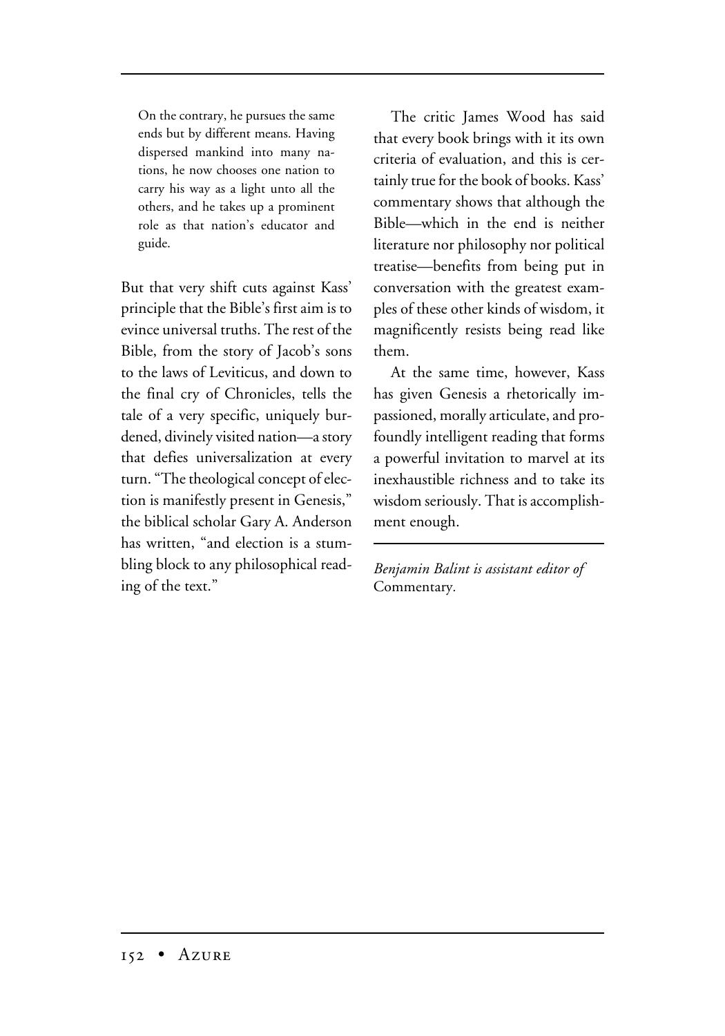> On the contrary, he pursues the same ends but by different means. Having dispersed mankind into many nations, he now chooses one nation to carry his way as a light unto all the others, and he takes up a prominent role as that nation's educator and guide.

But that very shift cuts against Kass' principle that the Bible's first aim is to evince universal truths. The rest of the Bible, from the story of Jacob's sons to the laws of Leviticus, and down to the final cry of Chronicles, tells the tale of a very specific, uniquely burdened, divinely visited nation—a story that defies universalization at every turn. "The theological concept of election is manifestly present in Genesis," the biblical scholar Gary A. Anderson has written, "and election is a stumbling block to any philosophical reading of the text."

The critic James Wood has said that every book brings with it its own criteria of evaluation, and this is certainly true for the book of books. Kass' commentary shows that although the Bible—which in the end is neither literature nor philosophy nor political treatise—benefits from being put in conversation with the greatest examples of these other kinds of wisdom, it magnificently resists being read like them.

At the same time, however, Kass has given Genesis a rhetorically impassioned, morally articulate, and profoundly intelligent reading that forms a powerful invitation to marvel at its inexhaustible richness and to take its wisdom seriously. That is accomplishment enough.

---

*Benjamin Balint is assistant editor of* Commentary*.*